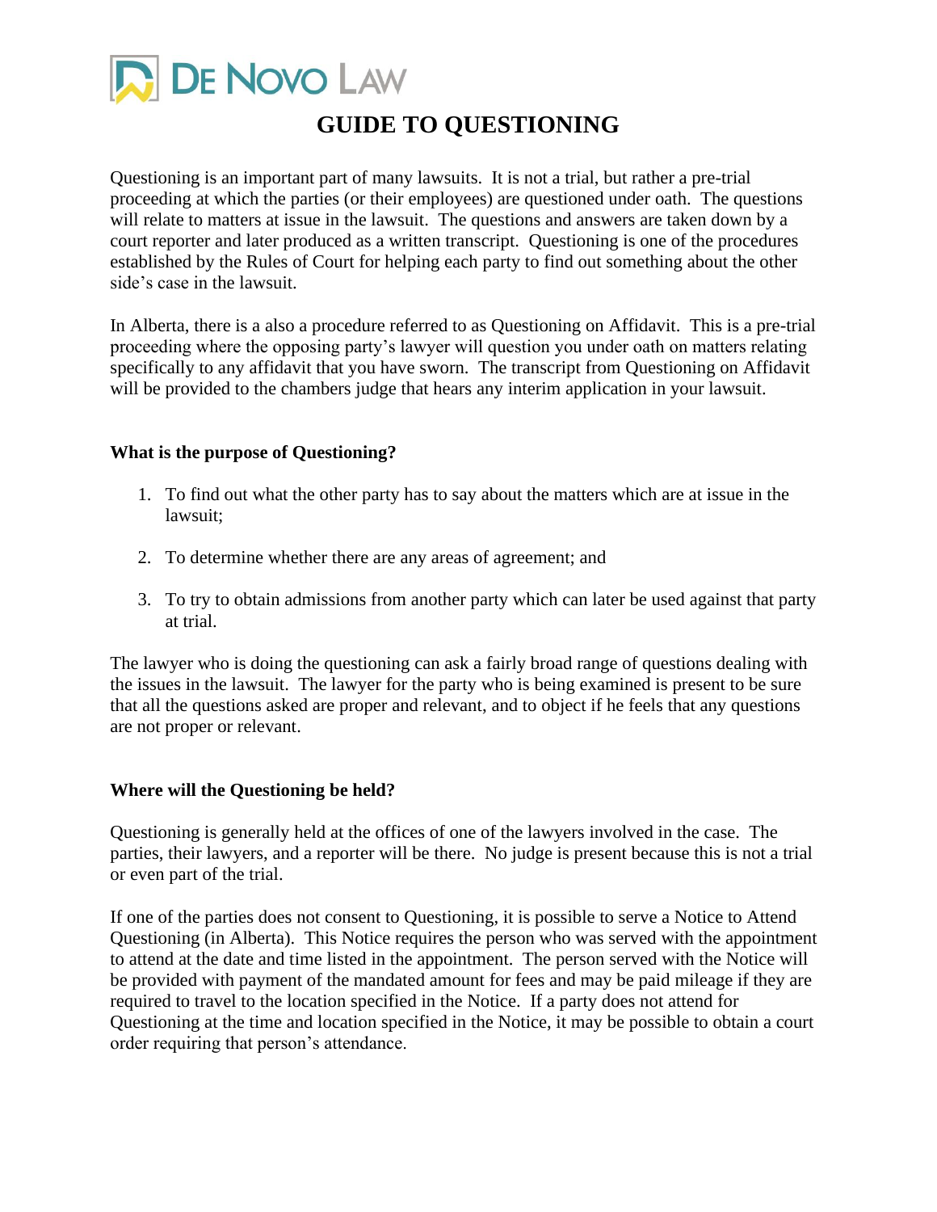DE NOVO LAW

# GUIDE TO QUESTIONING

Questioning is an important part of many lawsuits. It is not a trial, but rather a pre-trial proceeding at which the parties (or their employees) are questioned under oath. The questions will relate to matters at issue in the lawsuit. The questions and answers are taken down by a court reporter and later produced as a written transcript. Questioning is one of the procedures established by the Rules of Court for helping each party to find out something about the other side's case in the lawsuit.

In Alberta, there is a also a procedure referred to as Questioning on Affidavit. This is a pre-trial proceeding where the opposing party's lawyer will question you under oath on matters relating specifically to any affidavit that you have sworn. The transcript from Questioning on Affidavit will be provided to the chambers judge that hears any interim application in your lawsuit.

### What is the purpose of Questioning?

1. To find out what the other party has to say about the matters which are at issue in the lawsuit;
2. To determine whether there are any areas of agreement; and
3. To try to obtain admissions from another party which can later be used against that party at trial.

The lawyer who is doing the questioning can ask a fairly broad range of questions dealing with the issues in the lawsuit. The lawyer for the party who is being examined is present to be sure that all the questions asked are proper and relevant, and to object if he feels that any questions are not proper or relevant.

### Where will the Questioning be held?

Questioning is generally held at the offices of one of the lawyers involved in the case. The parties, their lawyers, and a reporter will be there. No judge is present because this is not a trial or even part of the trial.

If one of the parties does not consent to Questioning, it is possible to serve a Notice to Attend Questioning (in Alberta). This Notice requires the person who was served with the appointment to attend at the date and time listed in the appointment. The person served with the Notice will be provided with payment of the mandated amount for fees and may be paid mileage if they are required to travel to the location specified in the Notice. If a party does not attend for Questioning at the time and location specified in the Notice, it may be possible to obtain a court order requiring that person's attendance.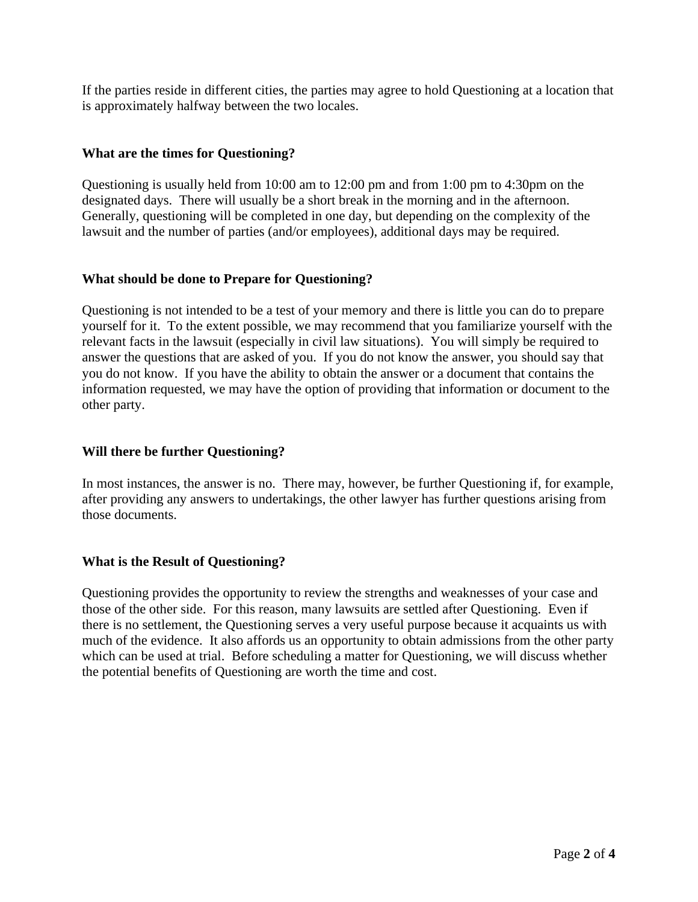If the parties reside in different cities, the parties may agree to hold Questioning at a location that is approximately halfway between the two locales.

**What are the times for Questioning?**

Questioning is usually held from 10:00 am to 12:00 pm and from 1:00 pm to 4:30pm on the designated days. There will usually be a short break in the morning and in the afternoon. Generally, questioning will be completed in one day, but depending on the complexity of the lawsuit and the number of parties (and/or employees), additional days may be required.

**What should be done to Prepare for Questioning?**

Questioning is not intended to be a test of your memory and there is little you can do to prepare yourself for it. To the extent possible, we may recommend that you familiarize yourself with the relevant facts in the lawsuit (especially in civil law situations). You will simply be required to answer the questions that are asked of you. If you do not know the answer, you should say that you do not know. If you have the ability to obtain the answer or a document that contains the information requested, we may have the option of providing that information or document to the other party.

**Will there be further Questioning?**

In most instances, the answer is no. There may, however, be further Questioning if, for example, after providing any answers to undertakings, the other lawyer has further questions arising from those documents.

**What is the Result of Questioning?**

Questioning provides the opportunity to review the strengths and weaknesses of your case and those of the other side. For this reason, many lawsuits are settled after Questioning. Even if there is no settlement, the Questioning serves a very useful purpose because it acquaints us with much of the evidence. It also affords us an opportunity to obtain admissions from the other party which can be used at trial. Before scheduling a matter for Questioning, we will discuss whether the potential benefits of Questioning are worth the time and cost.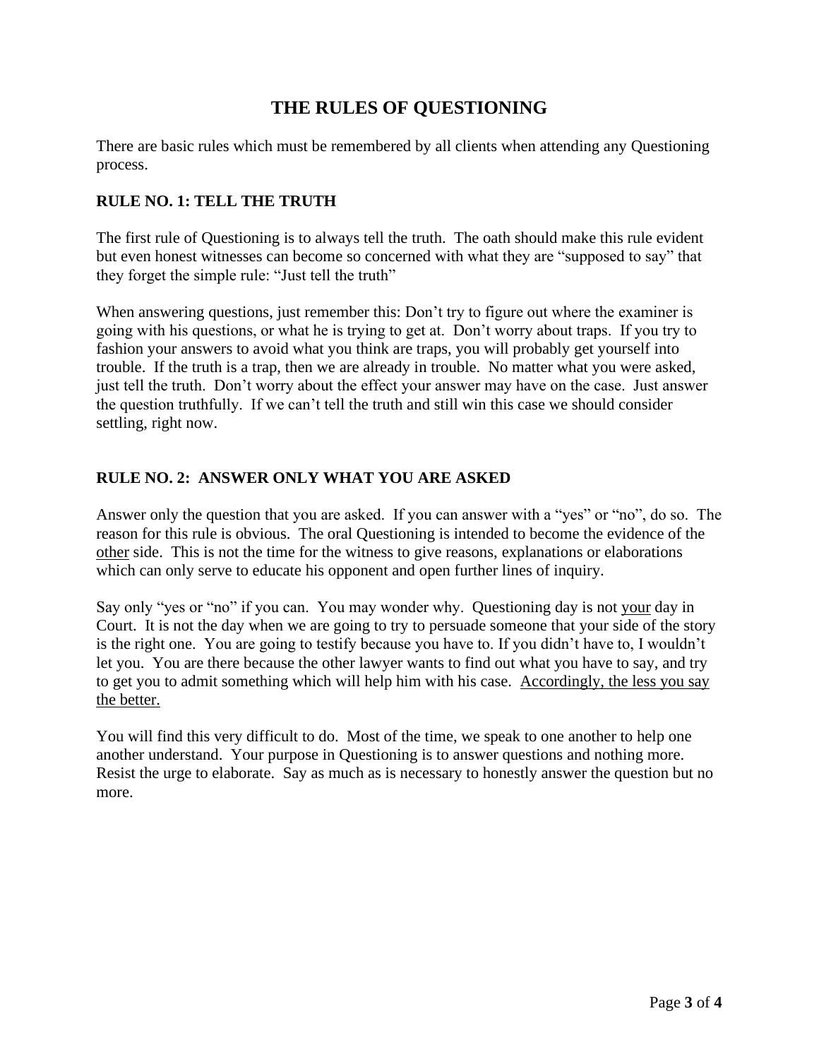# THE RULES OF QUESTIONING

There are basic rules which must be remembered by all clients when attending any Questioning process.

## RULE NO. 1: TELL THE TRUTH

The first rule of Questioning is to always tell the truth. The oath should make this rule evident but even honest witnesses can become so concerned with what they are "supposed to say" that they forget the simple rule: "Just tell the truth"

When answering questions, just remember this: Don't try to figure out where the examiner is going with his questions, or what he is trying to get at. Don't worry about traps. If you try to fashion your answers to avoid what you think are traps, you will probably get yourself into trouble. If the truth is a trap, then we are already in trouble. No matter what you were asked, just tell the truth. Don't worry about the effect your answer may have on the case. Just answer the question truthfully. If we can't tell the truth and still win this case we should consider settling, right now.

## RULE NO. 2: ANSWER ONLY WHAT YOU ARE ASKED

Answer only the question that you are asked. If you can answer with a "yes" or "no", do so. The reason for this rule is obvious. The oral Questioning is intended to become the evidence of the <u>other</u> side. This is not the time for the witness to give reasons, explanations or elaborations which can only serve to educate his opponent and open further lines of inquiry.

Say only "yes or "no" if you can. You may wonder why. Questioning day is not <u>your</u> day in Court. It is not the day when we are going to try to persuade someone that your side of the story is the right one. You are going to testify because you have to. If you didn't have to, I wouldn't let you. You are there because the other lawyer wants to find out what you have to say, and try to get you to admit something which will help him with his case. <u>Accordingly, the less you say the better.</u>

You will find this very difficult to do. Most of the time, we speak to one another to help one another understand. Your purpose in Questioning is to answer questions and nothing more. Resist the urge to elaborate. Say as much as is necessary to honestly answer the question but no more.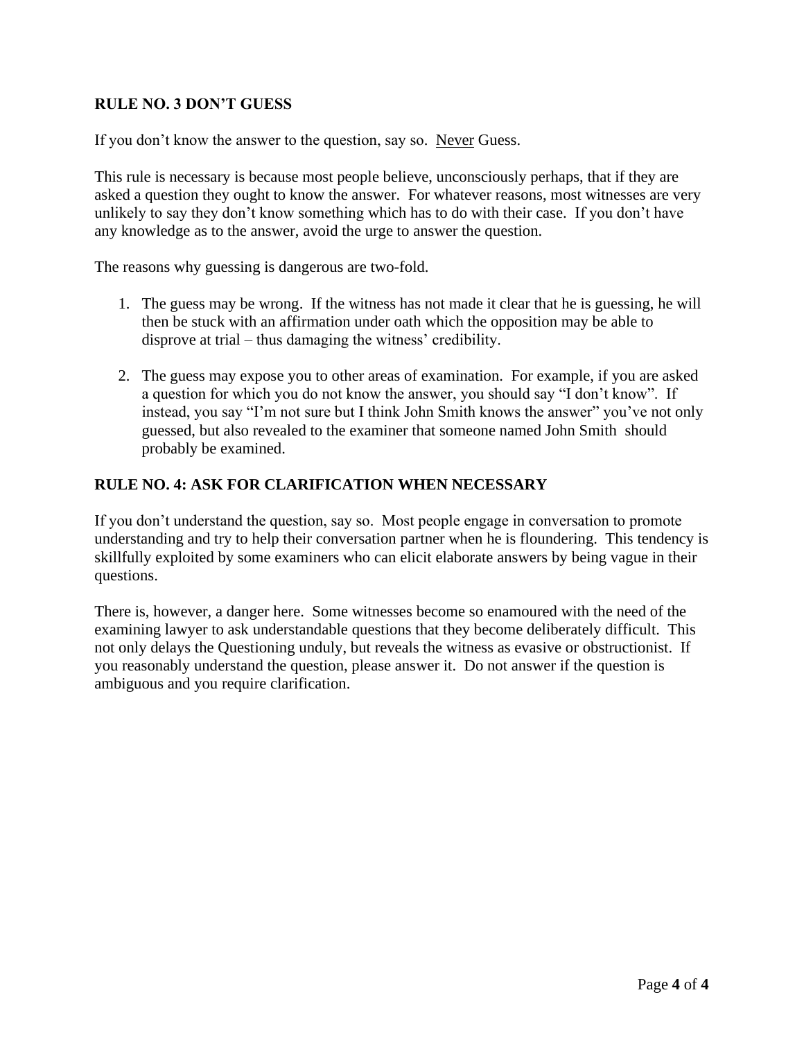### RULE NO. 3 DON'T GUESS

If you don't know the answer to the question, say so. <u>Never</u> Guess.

This rule is necessary is because most people believe, unconsciously perhaps, that if they are asked a question they ought to know the answer. For whatever reasons, most witnesses are very unlikely to say they don't know something which has to do with their case. If you don't have any knowledge as to the answer, avoid the urge to answer the question.

The reasons why guessing is dangerous are two-fold.

1. The guess may be wrong. If the witness has not made it clear that he is guessing, he will then be stuck with an affirmation under oath which the opposition may be able to disprove at trial – thus damaging the witness' credibility.

2. The guess may expose you to other areas of examination. For example, if you are asked a question for which you do not know the answer, you should say "I don't know". If instead, you say "I'm not sure but I think John Smith knows the answer" you've not only guessed, but also revealed to the examiner that someone named John Smith should probably be examined.

### RULE NO. 4: ASK FOR CLARIFICATION WHEN NECESSARY

If you don't understand the question, say so. Most people engage in conversation to promote understanding and try to help their conversation partner when he is floundering. This tendency is skillfully exploited by some examiners who can elicit elaborate answers by being vague in their questions.

There is, however, a danger here. Some witnesses become so enamoured with the need of the examining lawyer to ask understandable questions that they become deliberately difficult. This not only delays the Questioning unduly, but reveals the witness as evasive or obstructionist. If you reasonably understand the question, please answer it. Do not answer if the question is ambiguous and you require clarification.